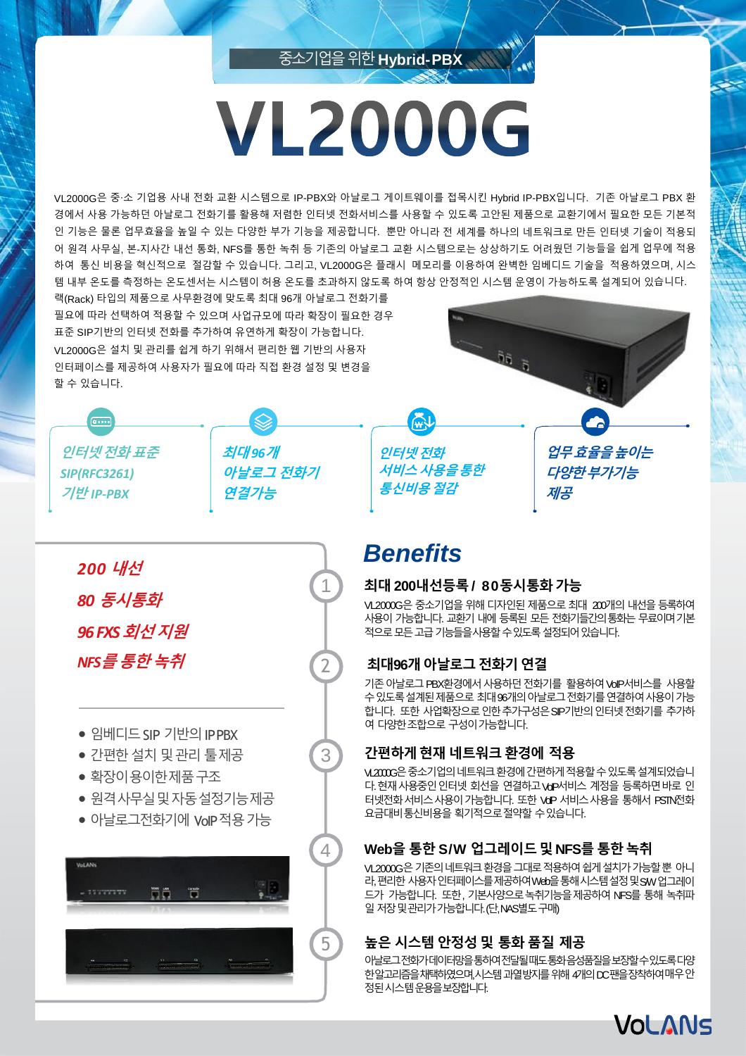중소기업을 위한 **Hybrid-PBX**

# VL2000G

VL2000G은 중·소 기업용 사내 전화 교환 시스템으로 IP-PBX와 아날로그 게이트웨이를 접목시킨 Hybrid IP-PBX입니다. 기존 아날로그 PBX 환경에서 사용 가능하던 아날로그 전화기를 활용해 저렴한 인터넷 전화서비스를 사용할 수 있도록 고안된 제품으로 교환기에서 필요한 모든 기본적인 기능은 물론 업무효율을 높일 수 있는 다양한 부가 기능을 제공합니다. 뿐만 아니라 전 세계를 하나의 네트워크로 만든 인터넷 기술이 적용되어 원격 사무실, 본-지사간 내선 통화, NFS를 통한 녹취 등 기존의 아날로그 교환 시스템으로는 상상하기도 어려웠던 기능들을 쉽게 업무에 적용하여 통신 비용을 혁신적으로 절감할 수 있습니다. 그리고, VL2000G은 플래시 메모리를 이용하여 완벽한 임베디드 기술을 적용하였으며, 시스템 내부 온도를 측정하는 온도센서는 시스템이 허용 온도를 초과하지 않도록 하여 항상 안정적인 시스템 운영이 가능하도록 설계되어 있습니다.

랙(Rack) 타입의 제품으로 사무환경에 맞도록 최대 96개 아날로그 전화기를 필요에 따라 선택하여 적용할 수 있으며 사업규모에 따라 확장이 필요한 경우 표준 SIP기반의 인터넷 전화를 추가하여 유연하게 확장이 가능합니다. VL2000G은 설치 및 관리를 쉽게 하기 위해서 편리한 웹 기반의 사용자 인터페이스를 제공하여 사용자가 필요에 따라 직접 환경 설정 및 변경을 할 수 있습니다.

- *인터넷 전화 표준 SIP(RFC3261) 기반 IP-PBX*
- *최대 96개 아날로그 전화기 연결가능*
- *인터넷 전화 서비스 사용을 통한 통신비용 절감*
- *업무효율을 높이는 다양한 부가기능 제공*

*200 내선*

*80 동시통화*

*96 FXS 회선 지원*

*NFS를 통한 녹취*

- 임베디드 SIP 기반의 IP PBX
- 간편한 설치 및 관리 툴제공
- 확장이 용이한제품 구조
- 원격사무실 및 자동 설정기능제공
- 아날로그전화기에 VoIP 적용 가능

## Benefits

### 1 최대 200내선등록 / 80동시통화 가능

VL2000G은 중소기업을 위해 디자인된 제품으로 최대 200개의 내선을 등록하여 사용이 가능합니다. 교환기 내에 등록된 모든 전화기들간의 통화는 무료이며 기본적으로 모든 고급 기능들을 사용할 수 있도록 설정되어 있습니다.

### 2 최대96개 아날로그 전화기 연결

기존 아날로그 PBX환경에서 사용하던 전화기를 활용하여 VoIP서비스를 사용할 수 있도록 설계된 제품으로 최대 96개의 아날로그 전화기를 연결하여 사용이 가능합니다. 또한 사업확장으로 인한 추가구성은 SIP기반의 인터넷 전화기를 추가하여 다양한 조합으로 구성이 가능합니다.

### 3 간편하게 현재 네트워크 환경에 적용

VL2000G은 중소기업의 네트워크 환경에 간편하게 적용할 수 있도록 설계되었습니다. 현재 사용중인 인터넷 회선을 연결하고 VoIP서비스 계정을 등록하면 바로 인터넷전화 서비스 사용이 가능합니다. 또한 VoIP 서비스 사용을 통해서 PSTN전화 요금대비 통신비용을 획기적으로 절약할 수 있습니다.

### 4 Web을 통한 S/W 업그레이드 및 NFS를 통한 녹취

VL2000G은 기존의 네트워크 환경을 그대로 적용하여 쉽게 설치가 가능할 뿐 아니라, 편리한 사용자 인터페이스를 제공하여 Web을 통해 시스템 설정 및 SW 업그레이드가 가능합니다. 또한, 기본사양으로 녹취기능을 제공하여 NFS를 통해 녹취파일 저장 및 관리가 가능합니다.(단, NAS별도 구매)

### 5 높은 시스템 안정성 및 통화 품질 제공

아날로그전화가 데이터망을 통하여 전달될 때도 통화음성품질을 보장할 수 있도록 다양한 알고리즘을 채택하였으며, 시스템 과열방지를 위해 4개의 DC팬을 장착하여 매우 안정된 시스템 운용을 보장합니다.

VoLANs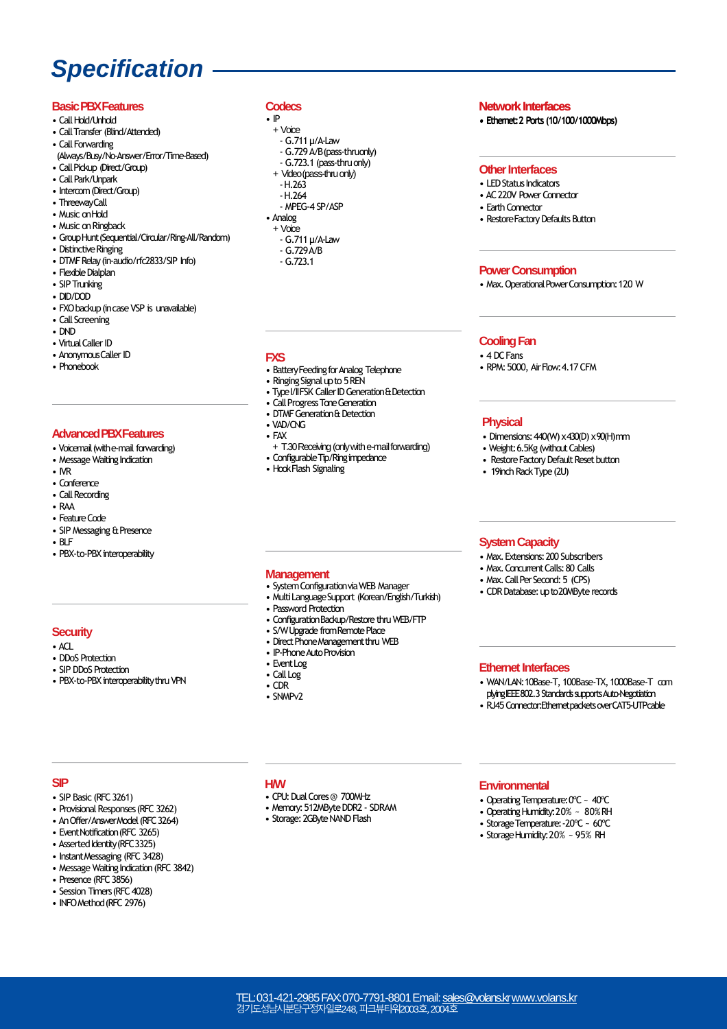# Specification

## Basic PBX Features

- Call Hold/Unhold
- Call Transfer (Blind/Attended)
- Call Forwarding (Always/Busy/No-Answer/Error/Time-Based)
- Call Pickup (Direct/Group)
- Call Park/Unpark
- Intercom (Direct/Group)
- Threeway Call
- Music on Hold
- Music on Ringback
- Group Hunt (Sequential/Circular/Ring-All/Random)
- Distinctive Ringing
- DTMF Relay (in-audio/rfc2833/SIP Info)
- Flexible Dialplan
- SIP Trunking
- DID/DOD
- FXO backup (in case VSP is unavailable)
- Call Screening
- DND
- Virtual Caller ID
- Anonymous Caller ID
- Phonebook

## Advanced PBX Features

- Voicemail (with e-mail forwarding)
- Message Waiting Indication
- IVR
- Conference
- Call Recording
- RAA
- Feature Code
- SIP Messaging & Presence
- BLF
- PBX-to-PBX interoperability

## Security

- ACL
- DDoS Protection
- SIP DDoS Protection
- PBX-to-PBX interoperability thru VPN

## SIP

- SIP Basic (RFC 3261)
- Provisional Responses (RFC 3262)
- An Offer/Answer Model (RFC 3264)
- Event Notification (RFC 3265)
- Asserted Identity (RFC 3325)
- Instant Messaging (RFC 3428)
- Message Waiting Indication (RFC 3842)
- Presence (RFC 3856)
- Session Timers (RFC 4028)
- INFO Method (RFC 2976)

## Codecs

- IP
  - + Voice
    - G.711 μ/A-Law
    - G.729 A/B (pass-thru only)
    - G.723.1 (pass-thru only)
  - + Video (pass-thru only)
    - H.263
    - H.264
    - MPEG-4 SP/ASP
- Analog
  - + Voice
    - G.711 μ/A-Law
    - G.729 A/B
    - G.723.1

## FXS

- Battery Feeding for Analog Telephone
- Ringing Signal up to 5 REN
- Type I/II FSK Caller ID Generation & Detection
- Call Progress Tone Generation
- DTMF Generation & Detection
- VAD/CNG
- FAX
  - + T.30 Receiving (only with e-mail forwarding)
- Configurable Tip/Ring impedance
- Hook Flash Signaling

## Management

- System Configuration via WEB Manager
- Multi Language Support (Korean/English/Turkish)
- Password Protection
- Configuration Backup/Restore thru WEB/FTP
- S/W Upgrade from Remote Place
- Direct Phone Management thru WEB
- IP-Phone Auto Provision
- Event Log
- Call Log
- CDR
- SNMPv2

## H/W

- CPU: Dual Cores @ 700MHz
- Memory: 512MByte DDR2 - SDRAM
- Storage: 2GByte NAND Flash

## Network Interfaces

- **Ethernet: 2 Ports (10/100/1000Mbps)**

## Other Interfaces

- LED Status Indicators
- AC 220V Power Connector
- Earth Connector
- Restore Factory Defaults Button

## Power Consumption

- Max. Operational Power Consumption: 120 W

## Cooling Fan

- 4 DC Fans
- RPM: 5000, Air Flow: 4.17 CFM

## Physical

- Dimensions: 440(W) x 430(D) x 90(H)mm
- Weight: 6.5Kg (without Cables)
- Restore Factory Default Reset button
- 19inch Rack Type (2U)

## System Capacity

- Max. Extensions: 200 Subscribers
- Max. Concurrent Calls: 80 Calls
- Max. Call Per Second: 5 (CPS)
- CDR Database: up to 20MByte records

## Ethernet Interfaces

- WAN/LAN: 10Base-T, 100Base-TX, 1000Base-T complying IEEE 802.3 Standards supports Auto-Negotiation
- RJ45 Connector:Ethernet packets over CAT5-UTP cable

## Environmental

- Operating Temperature: 0℃ ~ 40℃
- Operating Humidity: 20% ~ 80% RH
- Storage Temperature: -20℃ ~ 60℃
- Storage Humidity: 20% ~ 95% RH

TEL: 031-421-2985 FAX: 070-7791-8801 Email: sales@volans.kr www.volans.kr
경기도성남시분당구정자일로248, 파크뷰타워2003호, 2004호